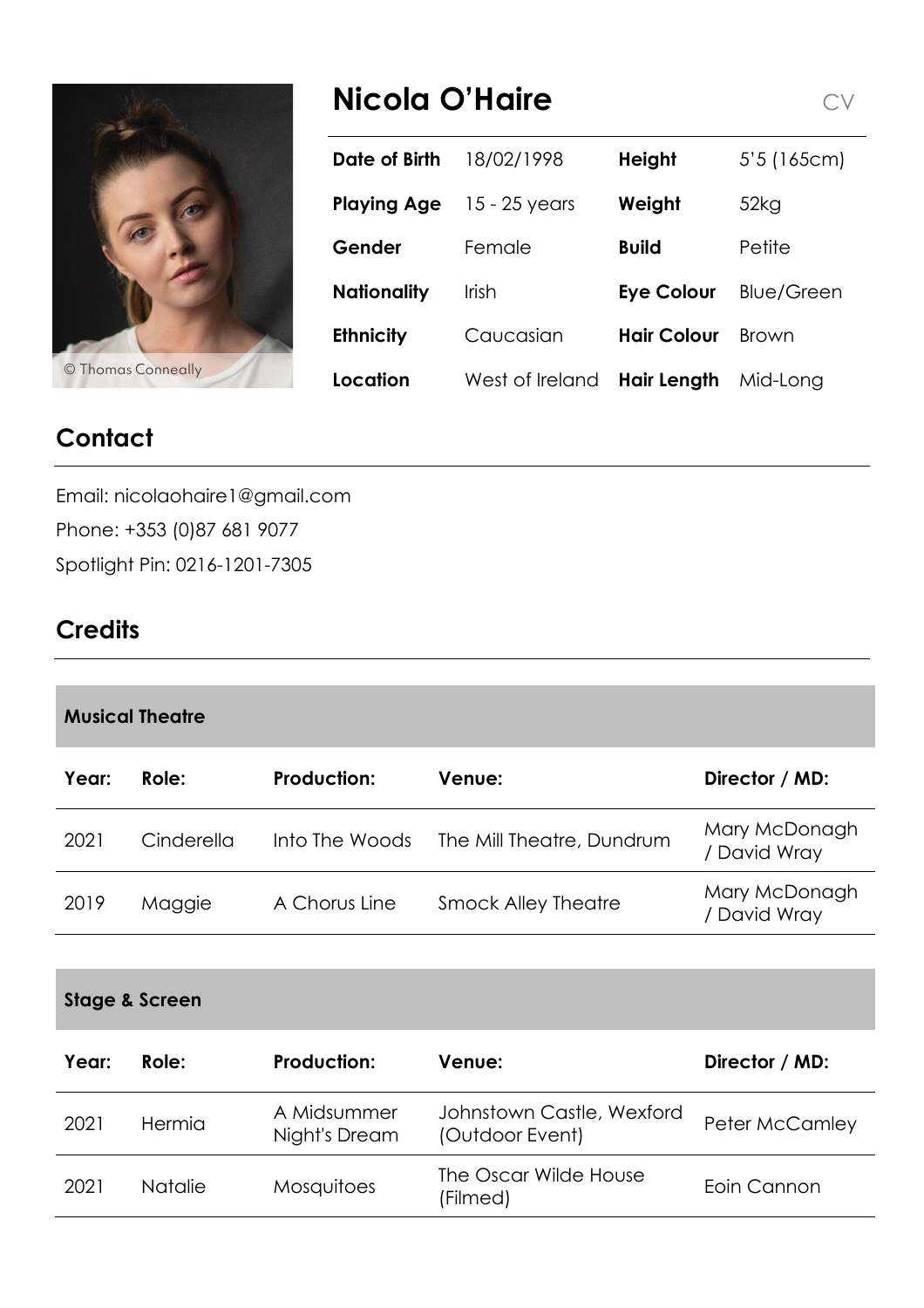# Nicola O'Haire

CV

© Thomas Conneally

| Date of Birth | 18/02/1998 | Height | 5'5 (165cm) |
|---|---|---|---|
| Playing Age | 15 - 25 years | Weight | 52kg |
| Gender | Female | Build | Petite |
| Nationality | Irish | Eye Colour | Blue/Green |
| Ethnicity | Caucasian | Hair Colour | Brown |
| Location | West of Ireland | Hair Length | Mid-Long |

## Contact

Email: nicolaohaire1@gmail.com

Phone: +353 (0)87 681 9077

Spotlight Pin: 0216-1201-7305

## Credits

### Musical Theatre

| Year: | Role: | Production: | Venue: | Director / MD: |
|---|---|---|---|---|
| 2021 | Cinderella | Into The Woods | The Mill Theatre, Dundrum | Mary McDonagh / David Wray |
| 2019 | Maggie | A Chorus Line | Smock Alley Theatre | Mary McDonagh / David Wray |

### Stage & Screen

| Year: | Role: | Production: | Venue: | Director / MD: |
|---|---|---|---|---|
| 2021 | Hermia | A Midsummer Night's Dream | Johnstown Castle, Wexford (Outdoor Event) | Peter McCamley |
| 2021 | Natalie | Mosquitoes | The Oscar Wilde House (Filmed) | Eoin Cannon |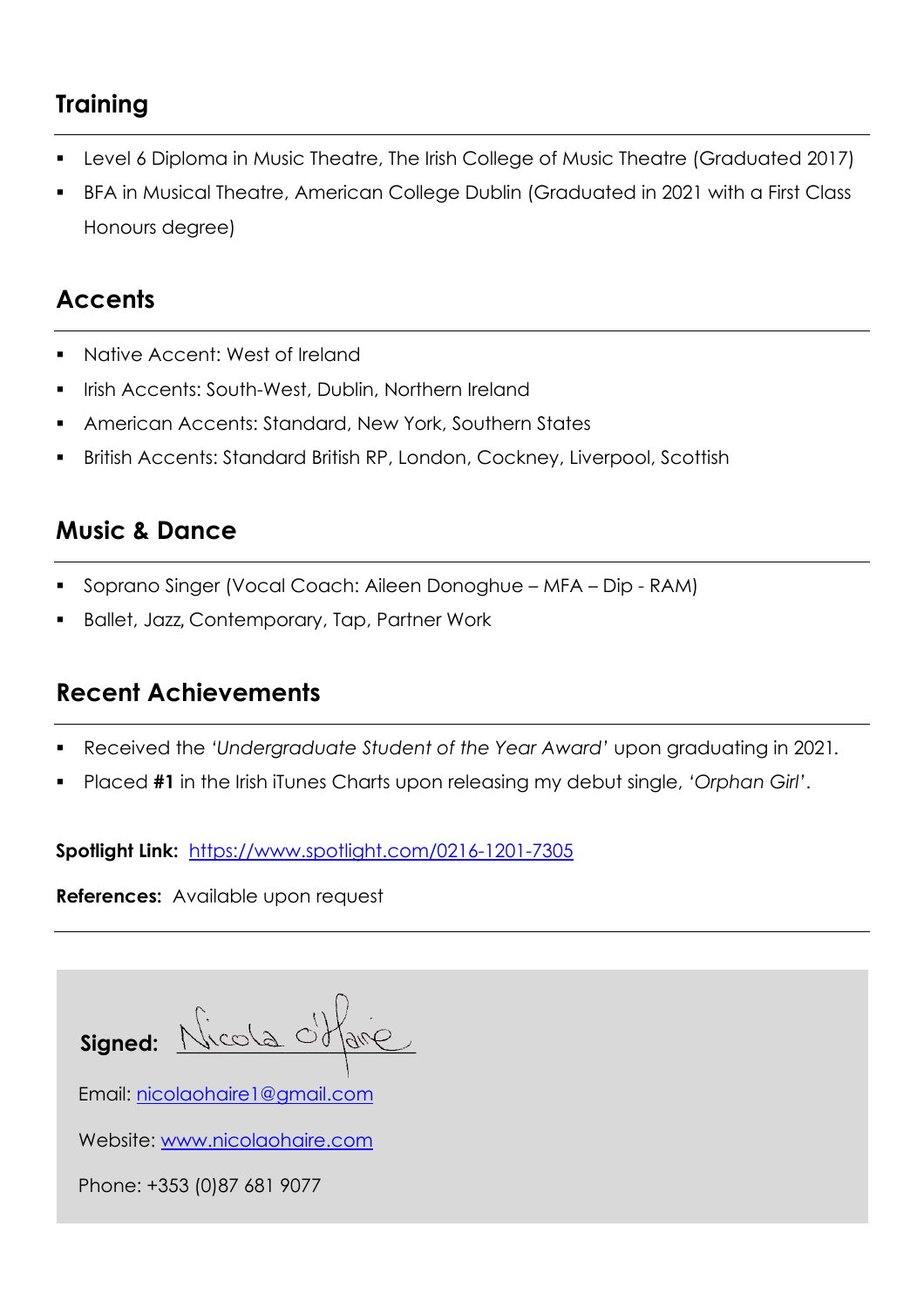## Training

- Level 6 Diploma in Music Theatre, The Irish College of Music Theatre (Graduated 2017)
- BFA in Musical Theatre, American College Dublin (Graduated in 2021 with a First Class Honours degree)

## Accents

- Native Accent: West of Ireland
- Irish Accents: South-West, Dublin, Northern Ireland
- American Accents: Standard, New York, Southern States
- British Accents: Standard British RP, London, Cockney, Liverpool, Scottish

## Music & Dance

- Soprano Singer (Vocal Coach: Aileen Donoghue – MFA – Dip - RAM)
- Ballet, Jazz, Contemporary, Tap, Partner Work

## Recent Achievements

- Received the *'Undergraduate Student of the Year Award'* upon graduating in 2021.
- Placed **#1** in the Irish iTunes Charts upon releasing my debut single, '*Orphan Girl*'.

**Spotlight Link:** https://www.spotlight.com/0216-1201-7305

**References:** Available upon request

---

**Signed:** Nicola O'Haire

Email: nicolaohaire1@gmail.com

Website: www.nicolaohaire.com

Phone: +353 (0)87 681 9077